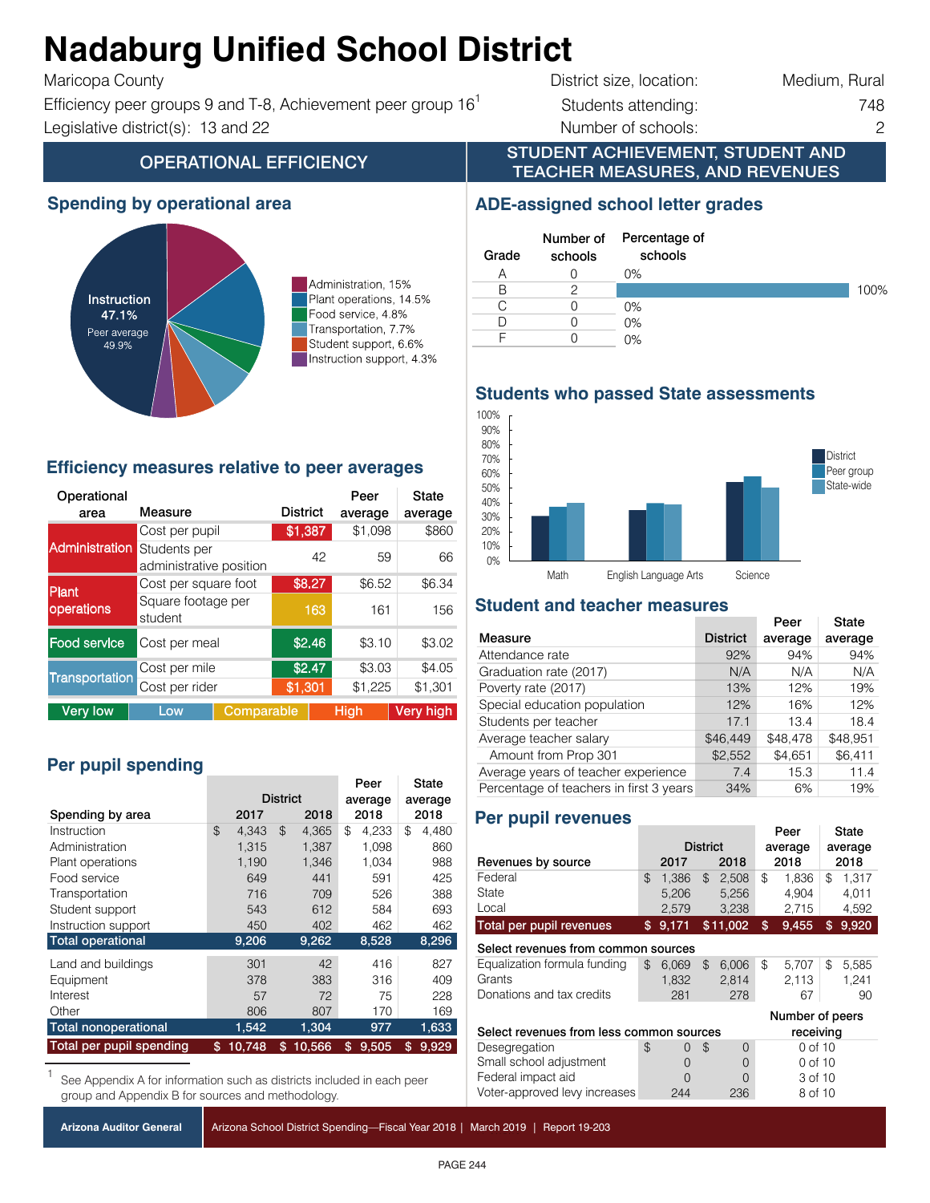# Nadaburg Unified School District

Maricopa County

Efficiency peer groups 9 and T-8, Achievement peer group 16[1]

Legislative district(s): 13 and 22

| | |
|---|---|
| District size, location: | Medium, Rural |
| Students attending: | 748 |
| Number of schools: | 2 |

## OPERATIONAL EFFICIENCY

### Spending by operational area

Instruction 47.1%
Peer average 49.9%

- Administration, 15%
- Plant operations, 14.5%
- Food service, 4.8%
- Transportation, 7.7%
- Student support, 6.6%
- Instruction support, 4.3%

### Efficiency measures relative to peer averages

| Operational area | Measure | District | Peer average | State average |
|---|---|---|---|---|
| Administration | Cost per pupil | $1,387 | $1,098 | $860 |
| | Students per administrative position | 42 | 59 | 66 |
| Plant operations | Cost per square foot | $8.27 | $6.52 | $6.34 |
| | Square footage per student | 163 | 161 | 156 |
| Food service | Cost per meal | $2.46 | $3.10 | $3.02 |
| Transportation | Cost per mile | $2.47 | $3.03 | $4.05 |
| | Cost per rider | $1,301 | $1,225 | $1,301 |

Very low | Low | Comparable | High | Very high

### Per pupil spending

| Spending by area | District 2017 | District 2018 | Peer average 2018 | State average 2018 |
|---|---|---|---|---|
| Instruction | $ 4,343 | $ 4,365 | $ 4,233 | $ 4,480 |
| Administration | 1,315 | 1,387 | 1,098 | 860 |
| Plant operations | 1,190 | 1,346 | 1,034 | 988 |
| Food service | 649 | 441 | 591 | 425 |
| Transportation | 716 | 709 | 526 | 388 |
| Student support | 543 | 612 | 584 | 693 |
| Instruction support | 450 | 402 | 462 | 462 |
| **Total operational** | **9,206** | **9,262** | **8,528** | **8,296** |
| Land and buildings | 301 | 42 | 416 | 827 |
| Equipment | 378 | 383 | 316 | 409 |
| Interest | 57 | 72 | 75 | 228 |
| Other | 806 | 807 | 170 | 169 |
| **Total nonoperational** | **1,542** | **1,304** | **977** | **1,633** |
| **Total per pupil spending** | **$ 10,748** | **$ 10,566** | **$ 9,505** | **$ 9,929** |

[1] See Appendix A for information such as districts included in each peer group and Appendix B for sources and methodology.

## STUDENT ACHIEVEMENT, STUDENT AND TEACHER MEASURES, AND REVENUES

### ADE-assigned school letter grades

| Grade | Number of schools | Percentage of schools |
|---|---|---|
| A | 0 | 0% |
| B | 2 | 100% |
| C | 0 | 0% |
| D | 0 | 0% |
| F | 0 | 0% |

### Students who passed State assessments

Bar chart (District, Peer group, State-wide) for Math, English Language Arts, Science.

### Student and teacher measures

| Measure | District | Peer average | State average |
|---|---|---|---|
| Attendance rate | 92% | 94% | 94% |
| Graduation rate (2017) | N/A | N/A | N/A |
| Poverty rate (2017) | 13% | 12% | 19% |
| Special education population | 12% | 16% | 12% |
| Students per teacher | 17.1 | 13.4 | 18.4 |
| Average teacher salary | $46,449 | $48,478 | $48,951 |
| Amount from Prop 301 | $2,552 | $4,651 | $6,411 |
| Average years of teacher experience | 7.4 | 15.3 | 11.4 |
| Percentage of teachers in first 3 years | 34% | 6% | 19% |

### Per pupil revenues

| Revenues by source | District 2017 | District 2018 | Peer average 2018 | State average 2018 |
|---|---|---|---|---|
| Federal | $ 1,386 | $ 2,508 | $ 1,836 | $ 1,317 |
| State | 5,206 | 5,256 | 4,904 | 4,011 |
| Local | 2,579 | 3,238 | 2,715 | 4,592 |
| **Total per pupil revenues** | **$ 9,171** | **$11,002** | **$ 9,455** | **$ 9,920** |
| **Select revenues from common sources** | | | | |
| Equalization formula funding | $ 6,069 | $ 6,006 | $ 5,707 | $ 5,585 |
| Grants | 1,832 | 2,814 | 2,113 | 1,241 |
| Donations and tax credits | 281 | 278 | 67 | 90 |

| Select revenues from less common sources | District 2017 | District 2018 | Number of peers receiving |
|---|---|---|---|
| Desegregation | $ 0 | $ 0 | 0 of 10 |
| Small school adjustment | 0 | 0 | 0 of 10 |
| Federal impact aid | 0 | 0 | 3 of 10 |
| Voter-approved levy increases | 244 | 236 | 8 of 10 |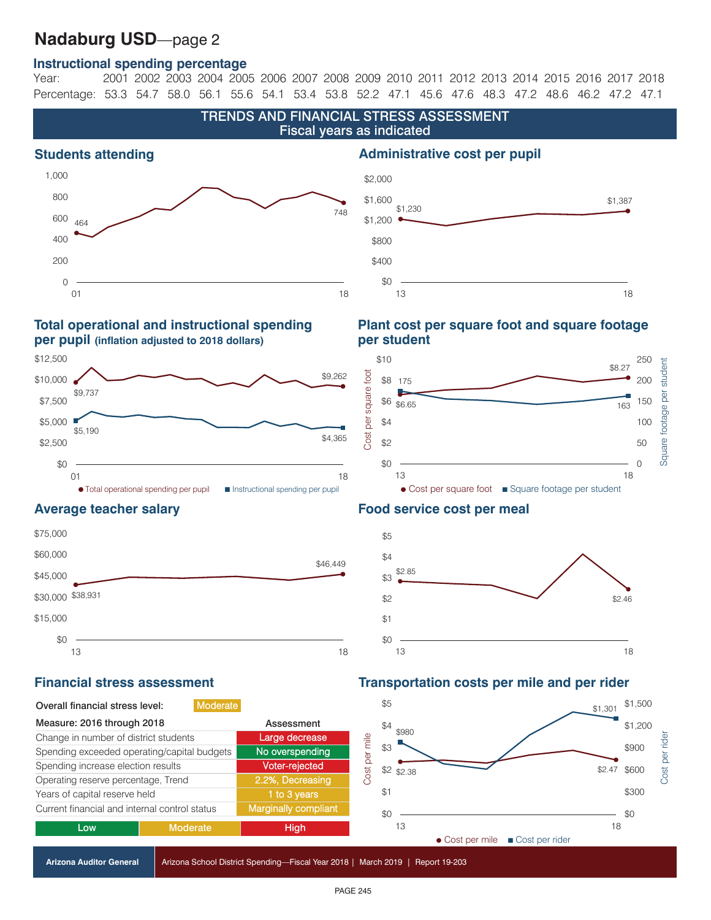# Nadaburg USD—page 2

## Instructional spending percentage

| Year: | 2001 | 2002 | 2003 | 2004 | 2005 | 2006 | 2007 | 2008 | 2009 | 2010 | 2011 | 2012 | 2013 | 2014 | 2015 | 2016 | 2017 | 2018 |
|---|---|---|---|---|---|---|---|---|---|---|---|---|---|---|---|---|---|---|
| Percentage: | 53.3 | 54.7 | 58.0 | 56.1 | 55.6 | 54.1 | 53.4 | 53.8 | 52.2 | 47.1 | 45.6 | 47.6 | 48.3 | 47.2 | 48.6 | 46.2 | 47.2 | 47.1 |

## TRENDS AND FINANCIAL STRESS ASSESSMENT
Fiscal years as indicated

### Students attending

1,000
800
600
400
200
0
464
748
01
18

### Administrative cost per pupil

$2,000
$1,600
$1,200
$800
$400
$0
$1,230
$1,387
13
18

### Total operational and instructional spending per pupil (inflation adjusted to 2018 dollars)

$12,500
$10,000
$7,500
$5,000
$2,500
$0
$9,737
$9,262
$5,190
$4,365
01
18
● Total operational spending per pupil ■ Instructional spending per pupil

### Plant cost per square foot and square footage per student

$10
$8
$6
$4
$2
$0
Cost per square foot
250
200
150
100
50
0
Square footage per student
175
$6.65
$8.27
163
13
18
● Cost per square foot ■ Square footage per student

### Average teacher salary

$75,000
$60,000
$45,000
$30,000
$15,000
$0
$38,931
$46,449
13
18

### Food service cost per meal

$5
$4
$3
$2
$1
$0
$2.85
$2.46
13
18

### Financial stress assessment

**Overall financial stress level:** Moderate

| Measure: 2016 through 2018 | Assessment |
|---|---|
| Change in number of district students | Large decrease |
| Spending exceeded operating/capital budgets | No overspending |
| Spending increase election results | Voter-rejected |
| Operating reserve percentage, Trend | 2.2%, Decreasing |
| Years of capital reserve held | 1 to 3 years |
| Current financial and internal control status | Marginally compliant |

Low | Moderate | High

### Transportation costs per mile and per rider

$5
$4
$3
$2
$1
$0
Cost per mile
$1,500
$1,200
$900
$600
$300
$0
Cost per rider
$980
$2.38
$1,301
$2.47
13
18
● Cost per mile ■ Cost per rider